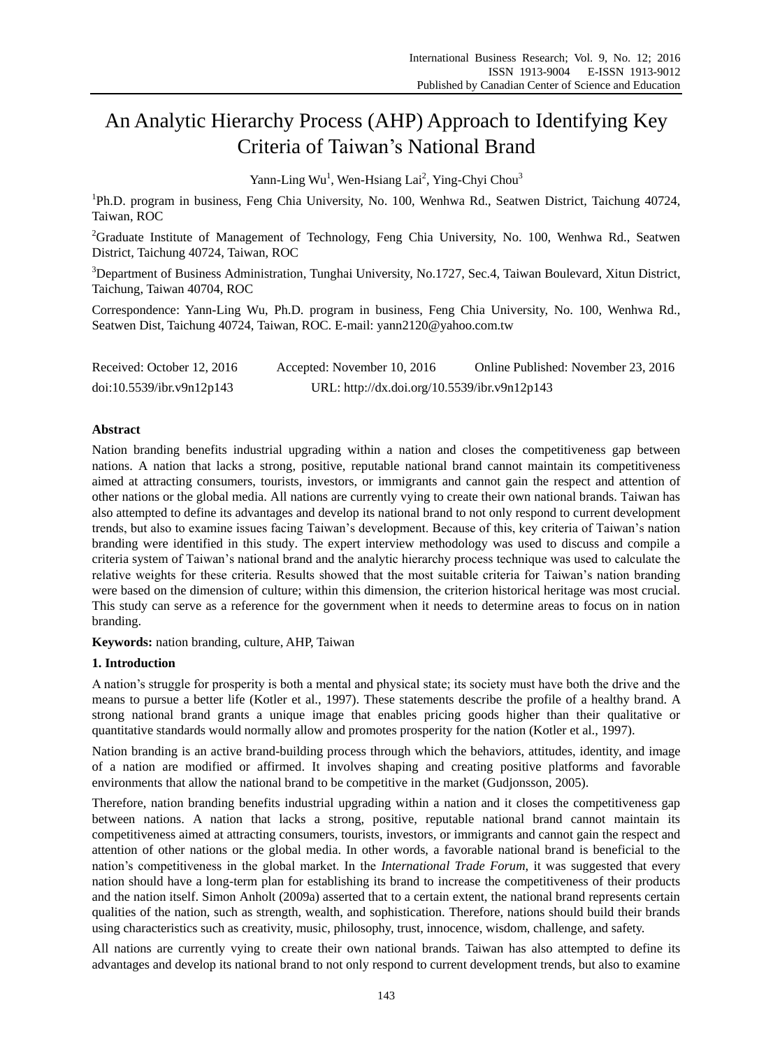# An Analytic Hierarchy Process (AHP) Approach to Identifying Key Criteria of Taiwan's National Brand

Yann-Ling Wu[1], Wen-Hsiang Lai[2], Ying-Chyi Chou[3]

[1]Ph.D. program in business, Feng Chia University, No. 100, Wenhwa Rd., Seatwen District, Taichung 40724, Taiwan, ROC

[2]Graduate Institute of Management of Technology, Feng Chia University, No. 100, Wenhwa Rd., Seatwen District, Taichung 40724, Taiwan, ROC

[3]Department of Business Administration, Tunghai University, No.1727, Sec.4, Taiwan Boulevard, Xitun District, Taichung, Taiwan 40704, ROC

Correspondence: Yann-Ling Wu, Ph.D. program in business, Feng Chia University, No. 100, Wenhwa Rd., Seatwen Dist, Taichung 40724, Taiwan, ROC. E-mail: yann2120@yahoo.com.tw

Received: October 12, 2016 Accepted: November 10, 2016 Online Published: November 23, 2016

doi:10.5539/ibr.v9n12p143 URL: http://dx.doi.org/10.5539/ibr.v9n12p143

**Abstract**

Nation branding benefits industrial upgrading within a nation and closes the competitiveness gap between nations. A nation that lacks a strong, positive, reputable national brand cannot maintain its competitiveness aimed at attracting consumers, tourists, investors, or immigrants and cannot gain the respect and attention of other nations or the global media. All nations are currently vying to create their own national brands. Taiwan has also attempted to define its advantages and develop its national brand to not only respond to current development trends, but also to examine issues facing Taiwan's development. Because of this, key criteria of Taiwan's nation branding were identified in this study. The expert interview methodology was used to discuss and compile a criteria system of Taiwan's national brand and the analytic hierarchy process technique was used to calculate the relative weights for these criteria. Results showed that the most suitable criteria for Taiwan's nation branding were based on the dimension of culture; within this dimension, the criterion historical heritage was most crucial. This study can serve as a reference for the government when it needs to determine areas to focus on in nation branding.

**Keywords:** nation branding, culture, AHP, Taiwan

## 1. Introduction

A nation's struggle for prosperity is both a mental and physical state; its society must have both the drive and the means to pursue a better life (Kotler et al., 1997). These statements describe the profile of a healthy brand. A strong national brand grants a unique image that enables pricing goods higher than their qualitative or quantitative standards would normally allow and promotes prosperity for the nation (Kotler et al., 1997).

Nation branding is an active brand-building process through which the behaviors, attitudes, identity, and image of a nation are modified or affirmed. It involves shaping and creating positive platforms and favorable environments that allow the national brand to be competitive in the market (Gudjonsson, 2005).

Therefore, nation branding benefits industrial upgrading within a nation and it closes the competitiveness gap between nations. A nation that lacks a strong, positive, reputable national brand cannot maintain its competitiveness aimed at attracting consumers, tourists, investors, or immigrants and cannot gain the respect and attention of other nations or the global media. In other words, a favorable national brand is beneficial to the nation's competitiveness in the global market. In the *International Trade Forum*, it was suggested that every nation should have a long-term plan for establishing its brand to increase the competitiveness of their products and the nation itself. Simon Anholt (2009a) asserted that to a certain extent, the national brand represents certain qualities of the nation, such as strength, wealth, and sophistication. Therefore, nations should build their brands using characteristics such as creativity, music, philosophy, trust, innocence, wisdom, challenge, and safety.

All nations are currently vying to create their own national brands. Taiwan has also attempted to define its advantages and develop its national brand to not only respond to current development trends, but also to examine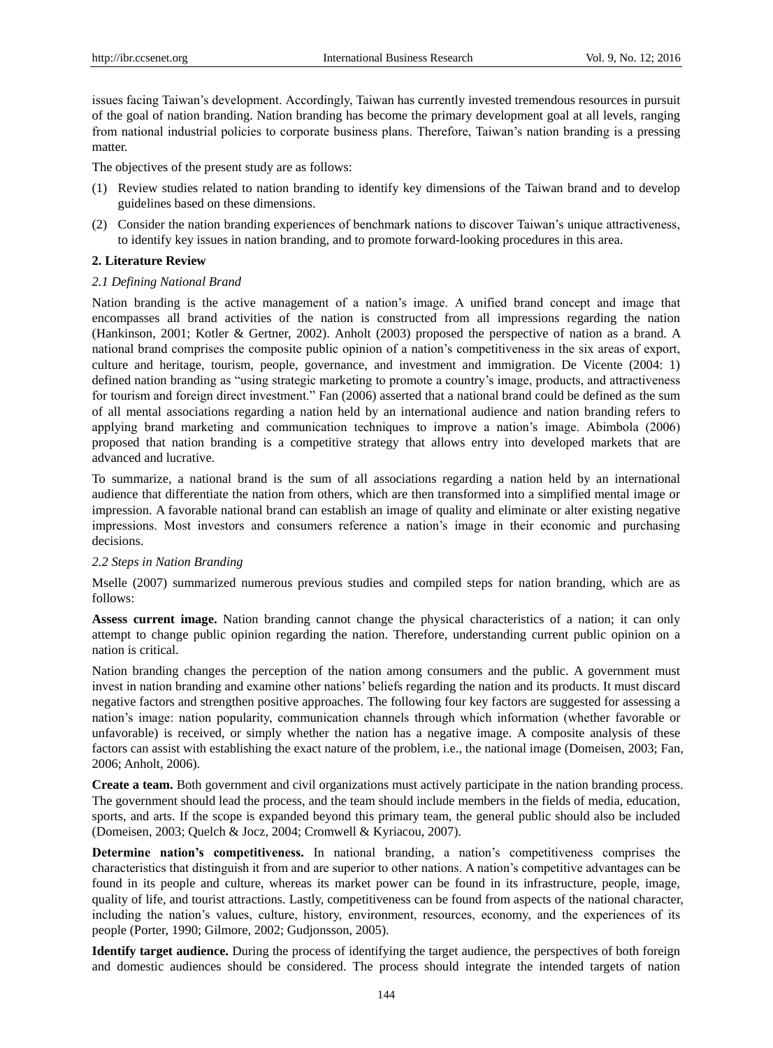issues facing Taiwan's development. Accordingly, Taiwan has currently invested tremendous resources in pursuit of the goal of nation branding. Nation branding has become the primary development goal at all levels, ranging from national industrial policies to corporate business plans. Therefore, Taiwan's nation branding is a pressing matter.

The objectives of the present study are as follows:

(1) Review studies related to nation branding to identify key dimensions of the Taiwan brand and to develop guidelines based on these dimensions.

(2) Consider the nation branding experiences of benchmark nations to discover Taiwan's unique attractiveness, to identify key issues in nation branding, and to promote forward-looking procedures in this area.

## 2. Literature Review

### *2.1 Defining National Brand*

Nation branding is the active management of a nation's image. A unified brand concept and image that encompasses all brand activities of the nation is constructed from all impressions regarding the nation (Hankinson, 2001; Kotler & Gertner, 2002). Anholt (2003) proposed the perspective of nation as a brand. A national brand comprises the composite public opinion of a nation's competitiveness in the six areas of export, culture and heritage, tourism, people, governance, and investment and immigration. De Vicente (2004: 1) defined nation branding as "using strategic marketing to promote a country's image, products, and attractiveness for tourism and foreign direct investment." Fan (2006) asserted that a national brand could be defined as the sum of all mental associations regarding a nation held by an international audience and nation branding refers to applying brand marketing and communication techniques to improve a nation's image. Abimbola (2006) proposed that nation branding is a competitive strategy that allows entry into developed markets that are advanced and lucrative.

To summarize, a national brand is the sum of all associations regarding a nation held by an international audience that differentiate the nation from others, which are then transformed into a simplified mental image or impression. A favorable national brand can establish an image of quality and eliminate or alter existing negative impressions. Most investors and consumers reference a nation's image in their economic and purchasing decisions.

### *2.2 Steps in Nation Branding*

Mselle (2007) summarized numerous previous studies and compiled steps for nation branding, which are as follows:

**Assess current image.** Nation branding cannot change the physical characteristics of a nation; it can only attempt to change public opinion regarding the nation. Therefore, understanding current public opinion on a nation is critical.

Nation branding changes the perception of the nation among consumers and the public. A government must invest in nation branding and examine other nations' beliefs regarding the nation and its products. It must discard negative factors and strengthen positive approaches. The following four key factors are suggested for assessing a nation's image: nation popularity, communication channels through which information (whether favorable or unfavorable) is received, or simply whether the nation has a negative image. A composite analysis of these factors can assist with establishing the exact nature of the problem, i.e., the national image (Domeisen, 2003; Fan, 2006; Anholt, 2006).

**Create a team.** Both government and civil organizations must actively participate in the nation branding process. The government should lead the process, and the team should include members in the fields of media, education, sports, and arts. If the scope is expanded beyond this primary team, the general public should also be included (Domeisen, 2003; Quelch & Jocz, 2004; Cromwell & Kyriacou, 2007).

**Determine nation's competitiveness.** In national branding, a nation's competitiveness comprises the characteristics that distinguish it from and are superior to other nations. A nation's competitive advantages can be found in its people and culture, whereas its market power can be found in its infrastructure, people, image, quality of life, and tourist attractions. Lastly, competitiveness can be found from aspects of the national character, including the nation's values, culture, history, environment, resources, economy, and the experiences of its people (Porter, 1990; Gilmore, 2002; Gudjonsson, 2005).

**Identify target audience.** During the process of identifying the target audience, the perspectives of both foreign and domestic audiences should be considered. The process should integrate the intended targets of nation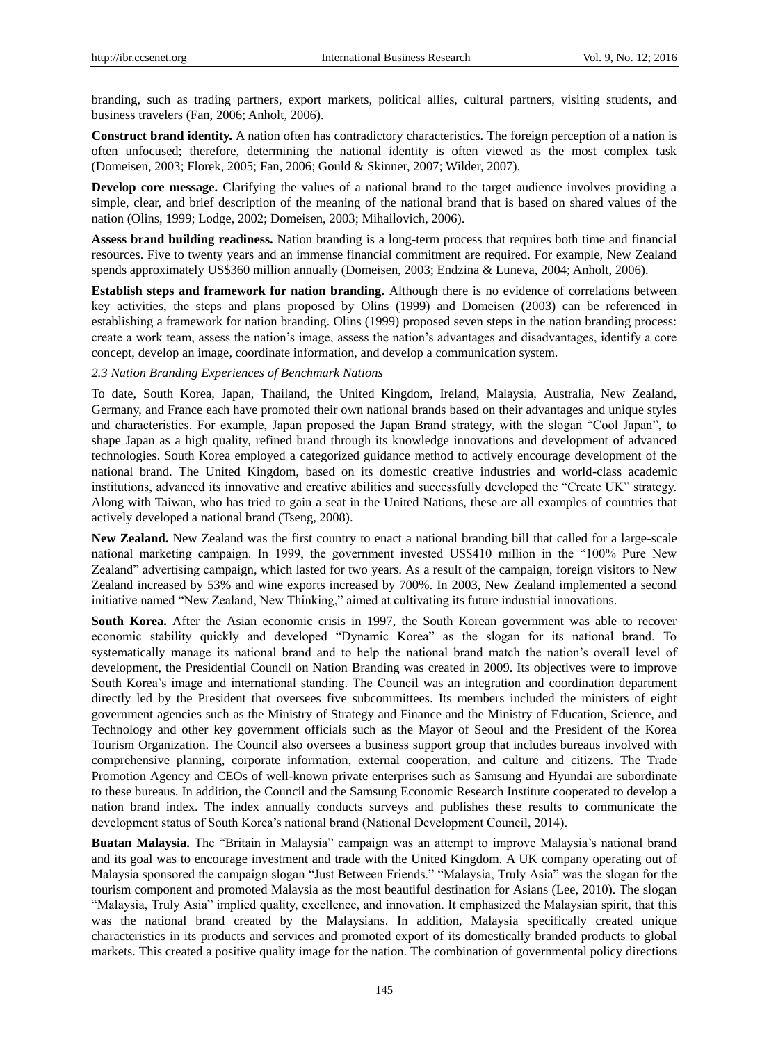branding, such as trading partners, export markets, political allies, cultural partners, visiting students, and business travelers (Fan, 2006; Anholt, 2006).

**Construct brand identity.** A nation often has contradictory characteristics. The foreign perception of a nation is often unfocused; therefore, determining the national identity is often viewed as the most complex task (Domeisen, 2003; Florek, 2005; Fan, 2006; Gould & Skinner, 2007; Wilder, 2007).

**Develop core message.** Clarifying the values of a national brand to the target audience involves providing a simple, clear, and brief description of the meaning of the national brand that is based on shared values of the nation (Olins, 1999; Lodge, 2002; Domeisen, 2003; Mihailovich, 2006).

**Assess brand building readiness.** Nation branding is a long-term process that requires both time and financial resources. Five to twenty years and an immense financial commitment are required. For example, New Zealand spends approximately US$360 million annually (Domeisen, 2003; Endzina & Luneva, 2004; Anholt, 2006).

**Establish steps and framework for nation branding.** Although there is no evidence of correlations between key activities, the steps and plans proposed by Olins (1999) and Domeisen (2003) can be referenced in establishing a framework for nation branding. Olins (1999) proposed seven steps in the nation branding process: create a work team, assess the nation's image, assess the nation's advantages and disadvantages, identify a core concept, develop an image, coordinate information, and develop a communication system.

### *2.3 Nation Branding Experiences of Benchmark Nations*

To date, South Korea, Japan, Thailand, the United Kingdom, Ireland, Malaysia, Australia, New Zealand, Germany, and France each have promoted their own national brands based on their advantages and unique styles and characteristics. For example, Japan proposed the Japan Brand strategy, with the slogan "Cool Japan", to shape Japan as a high quality, refined brand through its knowledge innovations and development of advanced technologies. South Korea employed a categorized guidance method to actively encourage development of the national brand. The United Kingdom, based on its domestic creative industries and world-class academic institutions, advanced its innovative and creative abilities and successfully developed the "Create UK" strategy. Along with Taiwan, who has tried to gain a seat in the United Nations, these are all examples of countries that actively developed a national brand (Tseng, 2008).

**New Zealand.** New Zealand was the first country to enact a national branding bill that called for a large-scale national marketing campaign. In 1999, the government invested US$410 million in the "100% Pure New Zealand" advertising campaign, which lasted for two years. As a result of the campaign, foreign visitors to New Zealand increased by 53% and wine exports increased by 700%. In 2003, New Zealand implemented a second initiative named "New Zealand, New Thinking," aimed at cultivating its future industrial innovations.

**South Korea.** After the Asian economic crisis in 1997, the South Korean government was able to recover economic stability quickly and developed "Dynamic Korea" as the slogan for its national brand. To systematically manage its national brand and to help the national brand match the nation's overall level of development, the Presidential Council on Nation Branding was created in 2009. Its objectives were to improve South Korea's image and international standing. The Council was an integration and coordination department directly led by the President that oversees five subcommittees. Its members included the ministers of eight government agencies such as the Ministry of Strategy and Finance and the Ministry of Education, Science, and Technology and other key government officials such as the Mayor of Seoul and the President of the Korea Tourism Organization. The Council also oversees a business support group that includes bureaus involved with comprehensive planning, corporate information, external cooperation, and culture and citizens. The Trade Promotion Agency and CEOs of well-known private enterprises such as Samsung and Hyundai are subordinate to these bureaus. In addition, the Council and the Samsung Economic Research Institute cooperated to develop a nation brand index. The index annually conducts surveys and publishes these results to communicate the development status of South Korea's national brand (National Development Council, 2014).

**Buatan Malaysia.** The "Britain in Malaysia" campaign was an attempt to improve Malaysia's national brand and its goal was to encourage investment and trade with the United Kingdom. A UK company operating out of Malaysia sponsored the campaign slogan "Just Between Friends." "Malaysia, Truly Asia" was the slogan for the tourism component and promoted Malaysia as the most beautiful destination for Asians (Lee, 2010). The slogan "Malaysia, Truly Asia" implied quality, excellence, and innovation. It emphasized the Malaysian spirit, that this was the national brand created by the Malaysians. In addition, Malaysia specifically created unique characteristics in its products and services and promoted export of its domestically branded products to global markets. This created a positive quality image for the nation. The combination of governmental policy directions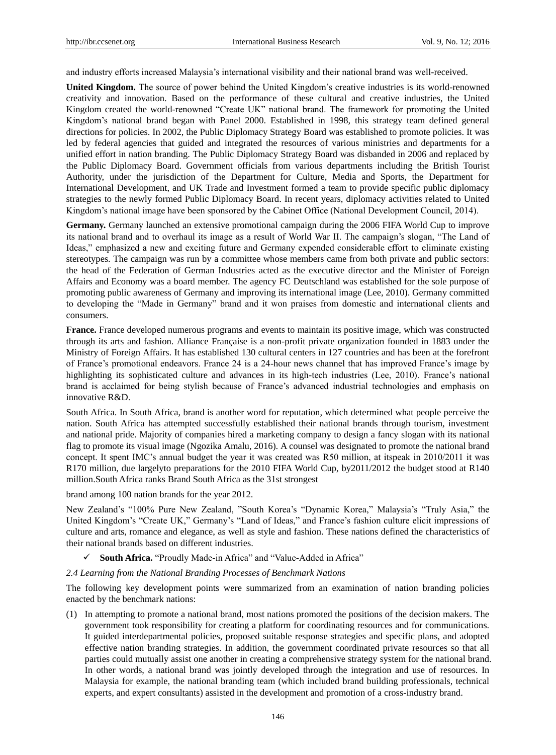and industry efforts increased Malaysia's international visibility and their national brand was well-received.

**United Kingdom.** The source of power behind the United Kingdom's creative industries is its world-renowned creativity and innovation. Based on the performance of these cultural and creative industries, the United Kingdom created the world-renowned "Create UK" national brand. The framework for promoting the United Kingdom's national brand began with Panel 2000. Established in 1998, this strategy team defined general directions for policies. In 2002, the Public Diplomacy Strategy Board was established to promote policies. It was led by federal agencies that guided and integrated the resources of various ministries and departments for a unified effort in nation branding. The Public Diplomacy Strategy Board was disbanded in 2006 and replaced by the Public Diplomacy Board. Government officials from various departments including the British Tourist Authority, under the jurisdiction of the Department for Culture, Media and Sports, the Department for International Development, and UK Trade and Investment formed a team to provide specific public diplomacy strategies to the newly formed Public Diplomacy Board. In recent years, diplomacy activities related to United Kingdom's national image have been sponsored by the Cabinet Office (National Development Council, 2014).

**Germany.** Germany launched an extensive promotional campaign during the 2006 FIFA World Cup to improve its national brand and to overhaul its image as a result of World War II. The campaign's slogan, "The Land of Ideas," emphasized a new and exciting future and Germany expended considerable effort to eliminate existing stereotypes. The campaign was run by a committee whose members came from both private and public sectors: the head of the Federation of German Industries acted as the executive director and the Minister of Foreign Affairs and Economy was a board member. The agency FC Deutschland was established for the sole purpose of promoting public awareness of Germany and improving its international image (Lee, 2010). Germany committed to developing the "Made in Germany" brand and it won praises from domestic and international clients and consumers.

**France.** France developed numerous programs and events to maintain its positive image, which was constructed through its arts and fashion. Alliance Française is a non-profit private organization founded in 1883 under the Ministry of Foreign Affairs. It has established 130 cultural centers in 127 countries and has been at the forefront of France's promotional endeavors. France 24 is a 24-hour news channel that has improved France's image by highlighting its sophisticated culture and advances in its high-tech industries (Lee, 2010). France's national brand is acclaimed for being stylish because of France's advanced industrial technologies and emphasis on innovative R&D.

South Africa. In South Africa, brand is another word for reputation, which determined what people perceive the nation. South Africa has attempted successfully established their national brands through tourism, investment and national pride. Majority of companies hired a marketing company to design a fancy slogan with its national flag to promote its visual image (Ngozika Amalu, 2016). A counsel was designated to promote the national brand concept. It spent IMC's annual budget the year it was created was R50 million, at itspeak in 2010/2011 it was R170 million, due largelyto preparations for the 2010 FIFA World Cup, by2011/2012 the budget stood at R140 million.South Africa ranks Brand South Africa as the 31st strongest

brand among 100 nation brands for the year 2012.

New Zealand's "100% Pure New Zealand, "South Korea's "Dynamic Korea," Malaysia's "Truly Asia," the United Kingdom's "Create UK," Germany's "Land of Ideas," and France's fashion culture elicit impressions of culture and arts, romance and elegance, as well as style and fashion. These nations defined the characteristics of their national brands based on different industries.

- ✓ **South Africa.** "Proudly Made-in Africa" and "Value-Added in Africa"

### *2.4 Learning from the National Branding Processes of Benchmark Nations*

The following key development points were summarized from an examination of nation branding policies enacted by the benchmark nations:

(1) In attempting to promote a national brand, most nations promoted the positions of the decision makers. The government took responsibility for creating a platform for coordinating resources and for communications. It guided interdepartmental policies, proposed suitable response strategies and specific plans, and adopted effective nation branding strategies. In addition, the government coordinated private resources so that all parties could mutually assist one another in creating a comprehensive strategy system for the national brand. In other words, a national brand was jointly developed through the integration and use of resources. In Malaysia for example, the national branding team (which included brand building professionals, technical experts, and expert consultants) assisted in the development and promotion of a cross-industry brand.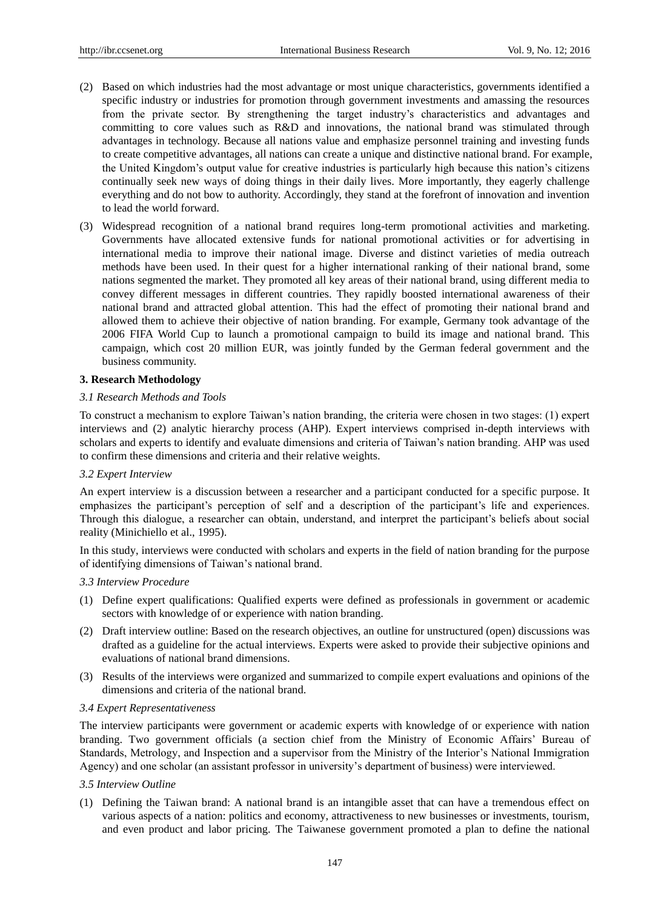(2) Based on which industries had the most advantage or most unique characteristics, governments identified a specific industry or industries for promotion through government investments and amassing the resources from the private sector. By strengthening the target industry's characteristics and advantages and committing to core values such as R&D and innovations, the national brand was stimulated through advantages in technology. Because all nations value and emphasize personnel training and investing funds to create competitive advantages, all nations can create a unique and distinctive national brand. For example, the United Kingdom's output value for creative industries is particularly high because this nation's citizens continually seek new ways of doing things in their daily lives. More importantly, they eagerly challenge everything and do not bow to authority. Accordingly, they stand at the forefront of innovation and invention to lead the world forward.

(3) Widespread recognition of a national brand requires long-term promotional activities and marketing. Governments have allocated extensive funds for national promotional activities or for advertising in international media to improve their national image. Diverse and distinct varieties of media outreach methods have been used. In their quest for a higher international ranking of their national brand, some nations segmented the market. They promoted all key areas of their national brand, using different media to convey different messages in different countries. They rapidly boosted international awareness of their national brand and attracted global attention. This had the effect of promoting their national brand and allowed them to achieve their objective of nation branding. For example, Germany took advantage of the 2006 FIFA World Cup to launch a promotional campaign to build its image and national brand. This campaign, which cost 20 million EUR, was jointly funded by the German federal government and the business community.

## 3. Research Methodology

### *3.1 Research Methods and Tools*

To construct a mechanism to explore Taiwan's nation branding, the criteria were chosen in two stages: (1) expert interviews and (2) analytic hierarchy process (AHP). Expert interviews comprised in-depth interviews with scholars and experts to identify and evaluate dimensions and criteria of Taiwan's nation branding. AHP was used to confirm these dimensions and criteria and their relative weights.

### *3.2 Expert Interview*

An expert interview is a discussion between a researcher and a participant conducted for a specific purpose. It emphasizes the participant's perception of self and a description of the participant's life and experiences. Through this dialogue, a researcher can obtain, understand, and interpret the participant's beliefs about social reality (Minichiello et al., 1995).

In this study, interviews were conducted with scholars and experts in the field of nation branding for the purpose of identifying dimensions of Taiwan's national brand.

### *3.3 Interview Procedure*

(1) Define expert qualifications: Qualified experts were defined as professionals in government or academic sectors with knowledge of or experience with nation branding.

(2) Draft interview outline: Based on the research objectives, an outline for unstructured (open) discussions was drafted as a guideline for the actual interviews. Experts were asked to provide their subjective opinions and evaluations of national brand dimensions.

(3) Results of the interviews were organized and summarized to compile expert evaluations and opinions of the dimensions and criteria of the national brand.

### *3.4 Expert Representativeness*

The interview participants were government or academic experts with knowledge of or experience with nation branding. Two government officials (a section chief from the Ministry of Economic Affairs' Bureau of Standards, Metrology, and Inspection and a supervisor from the Ministry of the Interior's National Immigration Agency) and one scholar (an assistant professor in university's department of business) were interviewed.

### *3.5 Interview Outline*

(1) Defining the Taiwan brand: A national brand is an intangible asset that can have a tremendous effect on various aspects of a nation: politics and economy, attractiveness to new businesses or investments, tourism, and even product and labor pricing. The Taiwanese government promoted a plan to define the national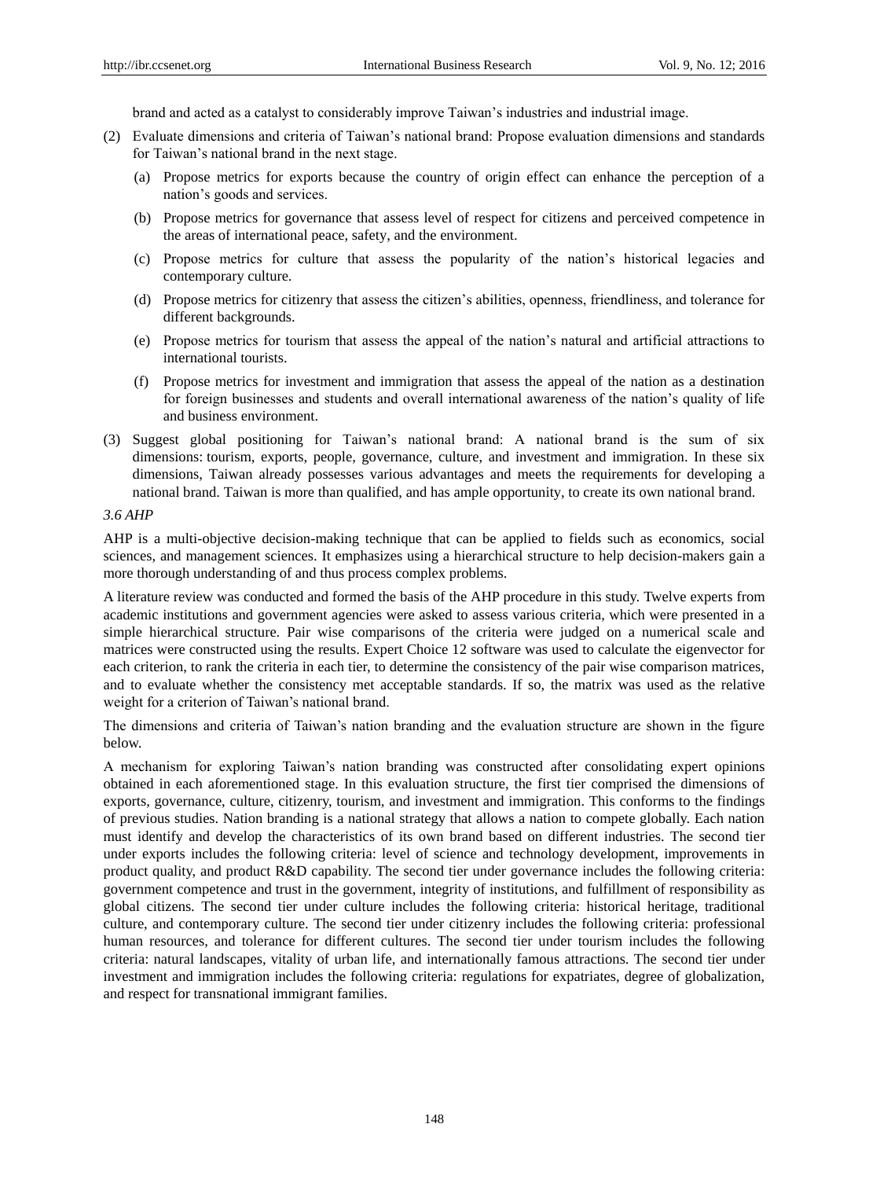brand and acted as a catalyst to considerably improve Taiwan's industries and industrial image.

(2) Evaluate dimensions and criteria of Taiwan's national brand: Propose evaluation dimensions and standards for Taiwan's national brand in the next stage.

   (a) Propose metrics for exports because the country of origin effect can enhance the perception of a nation's goods and services.

   (b) Propose metrics for governance that assess level of respect for citizens and perceived competence in the areas of international peace, safety, and the environment.

   (c) Propose metrics for culture that assess the popularity of the nation's historical legacies and contemporary culture.

   (d) Propose metrics for citizenry that assess the citizen's abilities, openness, friendliness, and tolerance for different backgrounds.

   (e) Propose metrics for tourism that assess the appeal of the nation's natural and artificial attractions to international tourists.

   (f) Propose metrics for investment and immigration that assess the appeal of the nation as a destination for foreign businesses and students and overall international awareness of the nation's quality of life and business environment.

(3) Suggest global positioning for Taiwan's national brand: A national brand is the sum of six dimensions: tourism, exports, people, governance, culture, and investment and immigration. In these six dimensions, Taiwan already possesses various advantages and meets the requirements for developing a national brand. Taiwan is more than qualified, and has ample opportunity, to create its own national brand.

### *3.6 AHP*

AHP is a multi-objective decision-making technique that can be applied to fields such as economics, social sciences, and management sciences. It emphasizes using a hierarchical structure to help decision-makers gain a more thorough understanding of and thus process complex problems.

A literature review was conducted and formed the basis of the AHP procedure in this study. Twelve experts from academic institutions and government agencies were asked to assess various criteria, which were presented in a simple hierarchical structure. Pair wise comparisons of the criteria were judged on a numerical scale and matrices were constructed using the results. Expert Choice 12 software was used to calculate the eigenvector for each criterion, to rank the criteria in each tier, to determine the consistency of the pair wise comparison matrices, and to evaluate whether the consistency met acceptable standards. If so, the matrix was used as the relative weight for a criterion of Taiwan's national brand.

The dimensions and criteria of Taiwan's nation branding and the evaluation structure are shown in the figure below.

A mechanism for exploring Taiwan's nation branding was constructed after consolidating expert opinions obtained in each aforementioned stage. In this evaluation structure, the first tier comprised the dimensions of exports, governance, culture, citizenry, tourism, and investment and immigration. This conforms to the findings of previous studies. Nation branding is a national strategy that allows a nation to compete globally. Each nation must identify and develop the characteristics of its own brand based on different industries. The second tier under exports includes the following criteria: level of science and technology development, improvements in product quality, and product R&D capability. The second tier under governance includes the following criteria: government competence and trust in the government, integrity of institutions, and fulfillment of responsibility as global citizens. The second tier under culture includes the following criteria: historical heritage, traditional culture, and contemporary culture. The second tier under citizenry includes the following criteria: professional human resources, and tolerance for different cultures. The second tier under tourism includes the following criteria: natural landscapes, vitality of urban life, and internationally famous attractions. The second tier under investment and immigration includes the following criteria: regulations for expatriates, degree of globalization, and respect for transnational immigrant families.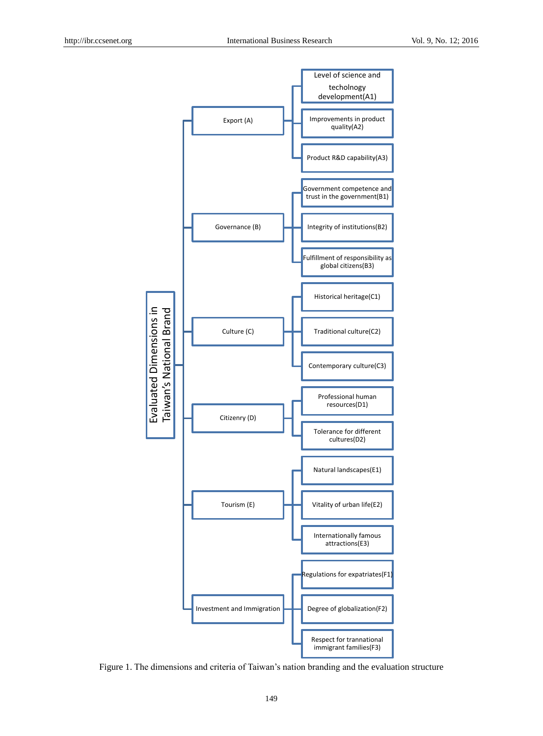- Evaluated Dimensions in Taiwan's National Brand
  - Export (A)
    - Level of science and techolnogy development(A1)
    - Improvements in product quality(A2)
    - Product R&D capability(A3)
  - Governance (B)
    - Government competence and trust in the government(B1)
    - Integrity of institutions(B2)
    - Fulfillment of responsibility as global citizens(B3)
  - Culture (C)
    - Historical heritage(C1)
    - Traditional culture(C2)
    - Contemporary culture(C3)
  - Citizenry (D)
    - Professional human resources(D1)
    - Tolerance for different cultures(D2)
  - Tourism (E)
    - Natural landscapes(E1)
    - Vitality of urban life(E2)
    - Internationally famous attractions(E3)
  - Investment and Immigration
    - Regulations for expatriates(F1)
    - Degree of globalization(F2)
    - Respect for trannational immigrant families(F3)

Figure 1. The dimensions and criteria of Taiwan's nation branding and the evaluation structure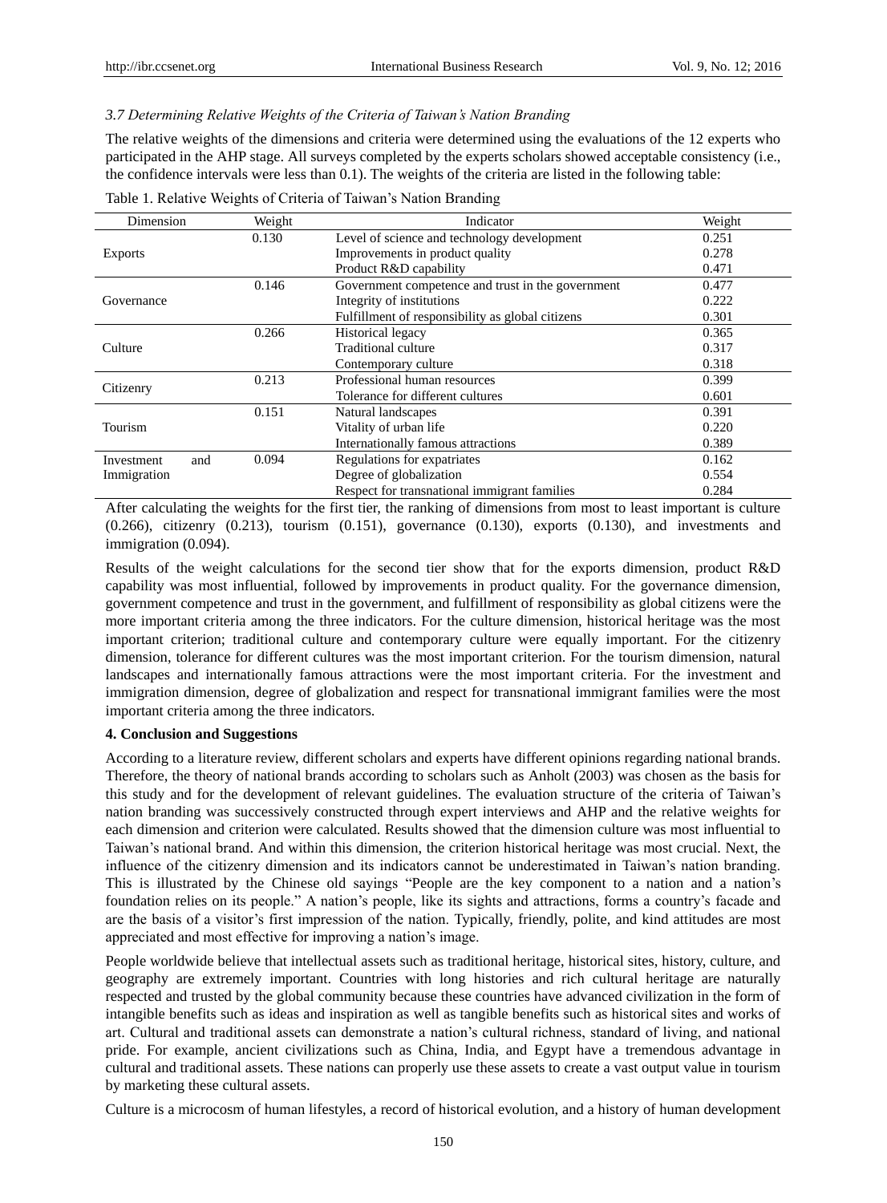### *3.7 Determining Relative Weights of the Criteria of Taiwan's Nation Branding*

The relative weights of the dimensions and criteria were determined using the evaluations of the 12 experts who participated in the AHP stage. All surveys completed by the experts scholars showed acceptable consistency (i.e., the confidence intervals were less than 0.1). The weights of the criteria are listed in the following table:

Table 1. Relative Weights of Criteria of Taiwan's Nation Branding

| Dimension | Weight | Indicator | Weight |
|---|---|---|---|
| Exports | 0.130 | Level of science and technology development | 0.251 |
| | | Improvements in product quality | 0.278 |
| | | Product R&D capability | 0.471 |
| Governance | 0.146 | Government competence and trust in the government | 0.477 |
| | | Integrity of institutions | 0.222 |
| | | Fulfillment of responsibility as global citizens | 0.301 |
| Culture | 0.266 | Historical legacy | 0.365 |
| | | Traditional culture | 0.317 |
| | | Contemporary culture | 0.318 |
| Citizenry | 0.213 | Professional human resources | 0.399 |
| | | Tolerance for different cultures | 0.601 |
| Tourism | 0.151 | Natural landscapes | 0.391 |
| | | Vitality of urban life | 0.220 |
| | | Internationally famous attractions | 0.389 |
| Investment and Immigration | 0.094 | Regulations for expatriates | 0.162 |
| | | Degree of globalization | 0.554 |
| | | Respect for transnational immigrant families | 0.284 |

After calculating the weights for the first tier, the ranking of dimensions from most to least important is culture (0.266), citizenry (0.213), tourism (0.151), governance (0.130), exports (0.130), and investments and immigration (0.094).

Results of the weight calculations for the second tier show that for the exports dimension, product R&D capability was most influential, followed by improvements in product quality. For the governance dimension, government competence and trust in the government, and fulfillment of responsibility as global citizens were the more important criteria among the three indicators. For the culture dimension, historical heritage was the most important criterion; traditional culture and contemporary culture were equally important. For the citizenry dimension, tolerance for different cultures was the most important criterion. For the tourism dimension, natural landscapes and internationally famous attractions were the most important criteria. For the investment and immigration dimension, degree of globalization and respect for transnational immigrant families were the most important criteria among the three indicators.

## 4. Conclusion and Suggestions

According to a literature review, different scholars and experts have different opinions regarding national brands. Therefore, the theory of national brands according to scholars such as Anholt (2003) was chosen as the basis for this study and for the development of relevant guidelines. The evaluation structure of the criteria of Taiwan's nation branding was successively constructed through expert interviews and AHP and the relative weights for each dimension and criterion were calculated. Results showed that the dimension culture was most influential to Taiwan's national brand. And within this dimension, the criterion historical heritage was most crucial. Next, the influence of the citizenry dimension and its indicators cannot be underestimated in Taiwan's nation branding. This is illustrated by the Chinese old sayings "People are the key component to a nation and a nation's foundation relies on its people." A nation's people, like its sights and attractions, forms a country's facade and are the basis of a visitor's first impression of the nation. Typically, friendly, polite, and kind attitudes are most appreciated and most effective for improving a nation's image.

People worldwide believe that intellectual assets such as traditional heritage, historical sites, history, culture, and geography are extremely important. Countries with long histories and rich cultural heritage are naturally respected and trusted by the global community because these countries have advanced civilization in the form of intangible benefits such as ideas and inspiration as well as tangible benefits such as historical sites and works of art. Cultural and traditional assets can demonstrate a nation's cultural richness, standard of living, and national pride. For example, ancient civilizations such as China, India, and Egypt have a tremendous advantage in cultural and traditional assets. These nations can properly use these assets to create a vast output value in tourism by marketing these cultural assets.

Culture is a microcosm of human lifestyles, a record of historical evolution, and a history of human development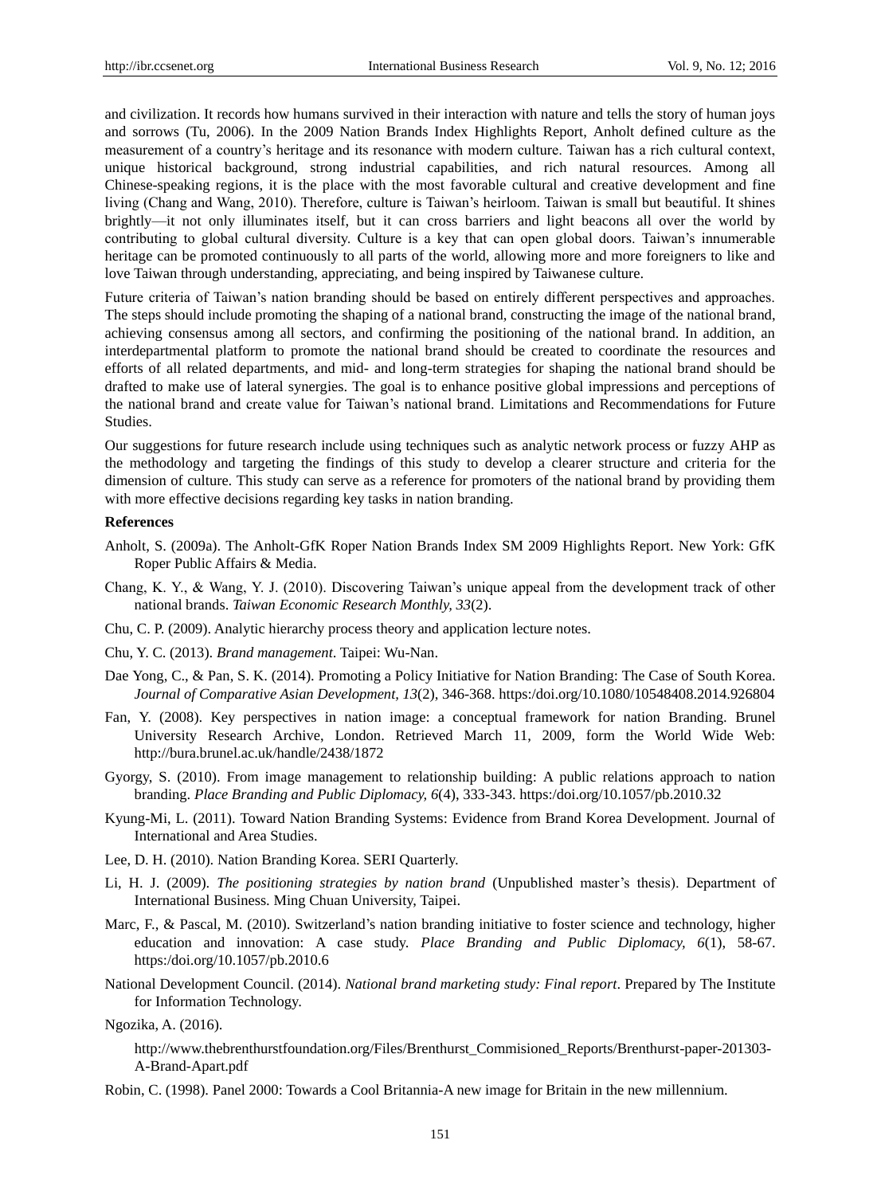and civilization. It records how humans survived in their interaction with nature and tells the story of human joys and sorrows (Tu, 2006). In the 2009 Nation Brands Index Highlights Report, Anholt defined culture as the measurement of a country's heritage and its resonance with modern culture. Taiwan has a rich cultural context, unique historical background, strong industrial capabilities, and rich natural resources. Among all Chinese-speaking regions, it is the place with the most favorable cultural and creative development and fine living (Chang and Wang, 2010). Therefore, culture is Taiwan's heirloom. Taiwan is small but beautiful. It shines brightly—it not only illuminates itself, but it can cross barriers and light beacons all over the world by contributing to global cultural diversity. Culture is a key that can open global doors. Taiwan's innumerable heritage can be promoted continuously to all parts of the world, allowing more and more foreigners to like and love Taiwan through understanding, appreciating, and being inspired by Taiwanese culture.

Future criteria of Taiwan's nation branding should be based on entirely different perspectives and approaches. The steps should include promoting the shaping of a national brand, constructing the image of the national brand, achieving consensus among all sectors, and confirming the positioning of the national brand. In addition, an interdepartmental platform to promote the national brand should be created to coordinate the resources and efforts of all related departments, and mid- and long-term strategies for shaping the national brand should be drafted to make use of lateral synergies. The goal is to enhance positive global impressions and perceptions of the national brand and create value for Taiwan's national brand. Limitations and Recommendations for Future Studies.

Our suggestions for future research include using techniques such as analytic network process or fuzzy AHP as the methodology and targeting the findings of this study to develop a clearer structure and criteria for the dimension of culture. This study can serve as a reference for promoters of the national brand by providing them with more effective decisions regarding key tasks in nation branding.

**References**

Anholt, S. (2009a). The Anholt-GfK Roper Nation Brands Index SM 2009 Highlights Report. New York: GfK Roper Public Affairs & Media.

Chang, K. Y., & Wang, Y. J. (2010). Discovering Taiwan's unique appeal from the development track of other national brands. *Taiwan Economic Research Monthly, 33*(2).

Chu, C. P. (2009). Analytic hierarchy process theory and application lecture notes.

Chu, Y. C. (2013). *Brand management*. Taipei: Wu-Nan.

Dae Yong, C., & Pan, S. K. (2014). Promoting a Policy Initiative for Nation Branding: The Case of South Korea. *Journal of Comparative Asian Development, 13*(2), 346-368. https:/doi.org/10.1080/10548408.2014.926804

Fan, Y. (2008). Key perspectives in nation image: a conceptual framework for nation Branding. Brunel University Research Archive, London. Retrieved March 11, 2009, form the World Wide Web: http://bura.brunel.ac.uk/handle/2438/1872

Gyorgy, S. (2010). From image management to relationship building: A public relations approach to nation branding. *Place Branding and Public Diplomacy, 6*(4), 333-343. https:/doi.org/10.1057/pb.2010.32

Kyung-Mi, L. (2011). Toward Nation Branding Systems: Evidence from Brand Korea Development. Journal of International and Area Studies.

Lee, D. H. (2010). Nation Branding Korea. SERI Quarterly.

Li, H. J. (2009). *The positioning strategies by nation brand* (Unpublished master's thesis). Department of International Business. Ming Chuan University, Taipei.

Marc, F., & Pascal, M. (2010). Switzerland's nation branding initiative to foster science and technology, higher education and innovation: A case study. *Place Branding and Public Diplomacy, 6*(1), 58-67. https:/doi.org/10.1057/pb.2010.6

National Development Council. (2014). *National brand marketing study: Final report*. Prepared by The Institute for Information Technology.

Ngozika, A. (2016).

http://www.thebrenthurstfoundation.org/Files/Brenthurst_Commisioned_Reports/Brenthurst-paper-201303-A-Brand-Apart.pdf

Robin, C. (1998). Panel 2000: Towards a Cool Britannia-A new image for Britain in the new millennium.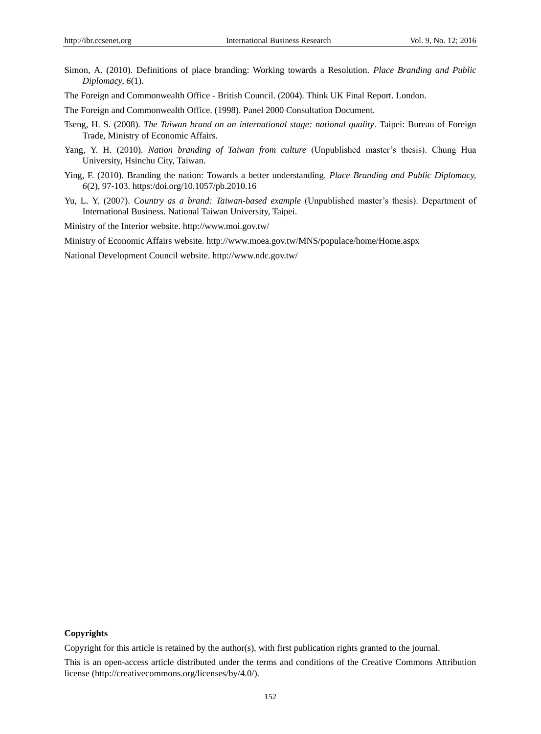Simon, A. (2010). Definitions of place branding: Working towards a Resolution. *Place Branding and Public Diplomacy, 6*(1).

The Foreign and Commonwealth Office - British Council. (2004). Think UK Final Report. London.

The Foreign and Commonwealth Office. (1998). Panel 2000 Consultation Document.

Tseng, H. S. (2008). *The Taiwan brand on an international stage: national quality*. Taipei: Bureau of Foreign Trade, Ministry of Economic Affairs.

Yang, Y. H. (2010). *Nation branding of Taiwan from culture* (Unpublished master's thesis). Chung Hua University, Hsinchu City, Taiwan.

Ying, F. (2010). Branding the nation: Towards a better understanding. *Place Branding and Public Diplomacy, 6*(2), 97-103. https:/doi.org/10.1057/pb.2010.16

Yu, L. Y. (2007). *Country as a brand: Taiwan-based example* (Unpublished master's thesis). Department of International Business. National Taiwan University, Taipei.

Ministry of the Interior website. http://www.moi.gov.tw/

Ministry of Economic Affairs website. http://www.moea.gov.tw/MNS/populace/home/Home.aspx

National Development Council website. http://www.ndc.gov.tw/

**Copyrights**

Copyright for this article is retained by the author(s), with first publication rights granted to the journal.

This is an open-access article distributed under the terms and conditions of the Creative Commons Attribution license (http://creativecommons.org/licenses/by/4.0/).